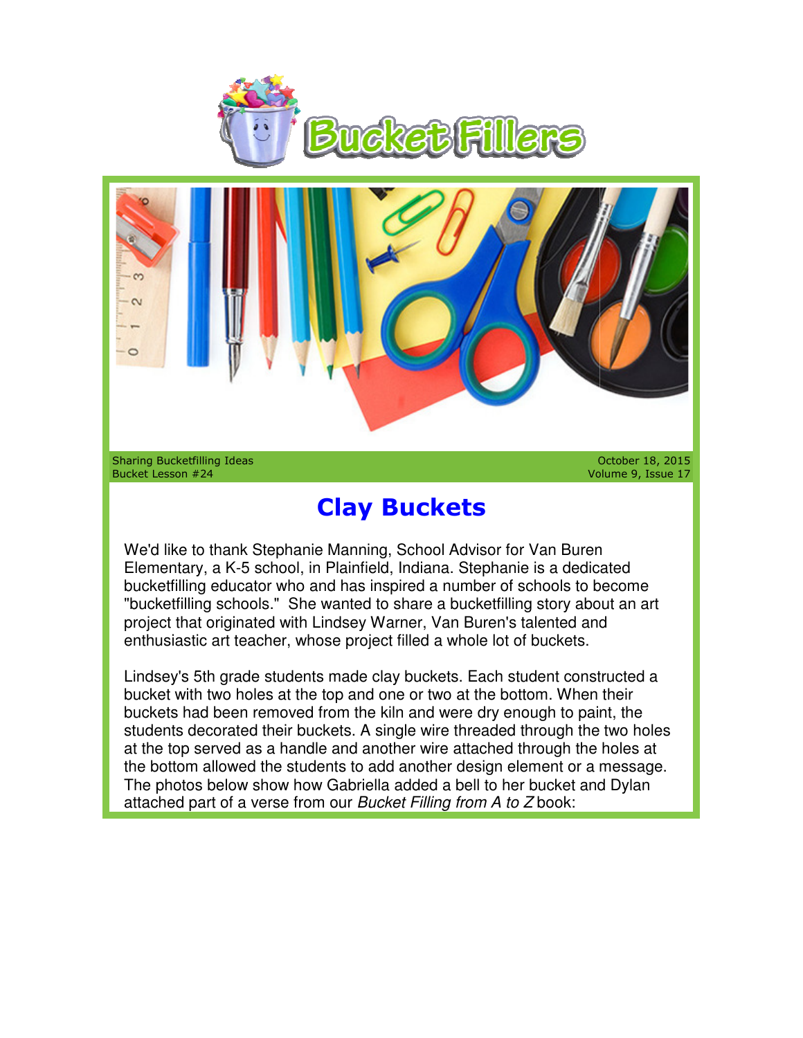Bucket Fillers

Sharing Bucketfilling Ideas
Bucket Lesson #24

October 18, 2015
Volume 9, Issue 17

# Clay Buckets

We'd like to thank Stephanie Manning, School Advisor for Van Buren Elementary, a K-5 school, in Plainfield, Indiana. Stephanie is a dedicated bucketfilling educator who and has inspired a number of schools to become "bucketfilling schools." She wanted to share a bucketfilling story about an art project that originated with Lindsey Warner, Van Buren's talented and enthusiastic art teacher, whose project filled a whole lot of buckets.

Lindsey's 5th grade students made clay buckets. Each student constructed a bucket with two holes at the top and one or two at the bottom. When their buckets had been removed from the kiln and were dry enough to paint, the students decorated their buckets. A single wire threaded through the two holes at the top served as a handle and another wire attached through the holes at the bottom allowed the students to add another design element or a message. The photos below show how Gabriella added a bell to her bucket and Dylan attached part of a verse from our *Bucket Filling from A to Z* book: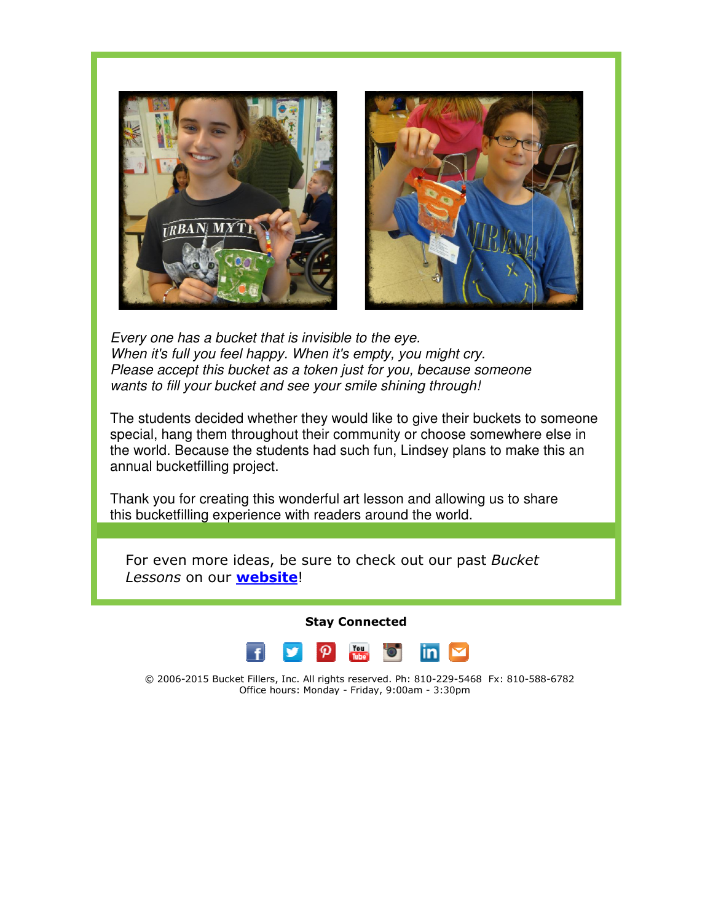*Every one has a bucket that is invisible to the eye.*
*When it's full you feel happy. When it's empty, you might cry.*
*Please accept this bucket as a token just for you, because someone wants to fill your bucket and see your smile shining through!*

The students decided whether they would like to give their buckets to someone special, hang them throughout their community or choose somewhere else in the world. Because the students had such fun, Lindsey plans to make this an annual bucketfilling project.

Thank you for creating this wonderful art lesson and allowing us to share this bucketfilling experience with readers around the world.

For even more ideas, be sure to check out our past *Bucket Lessons* on our **website**!

**Stay Connected**

© 2006-2015 Bucket Fillers, Inc. All rights reserved. Ph: 810-229-5468 Fx: 810-588-6782
Office hours: Monday - Friday, 9:00am - 3:30pm